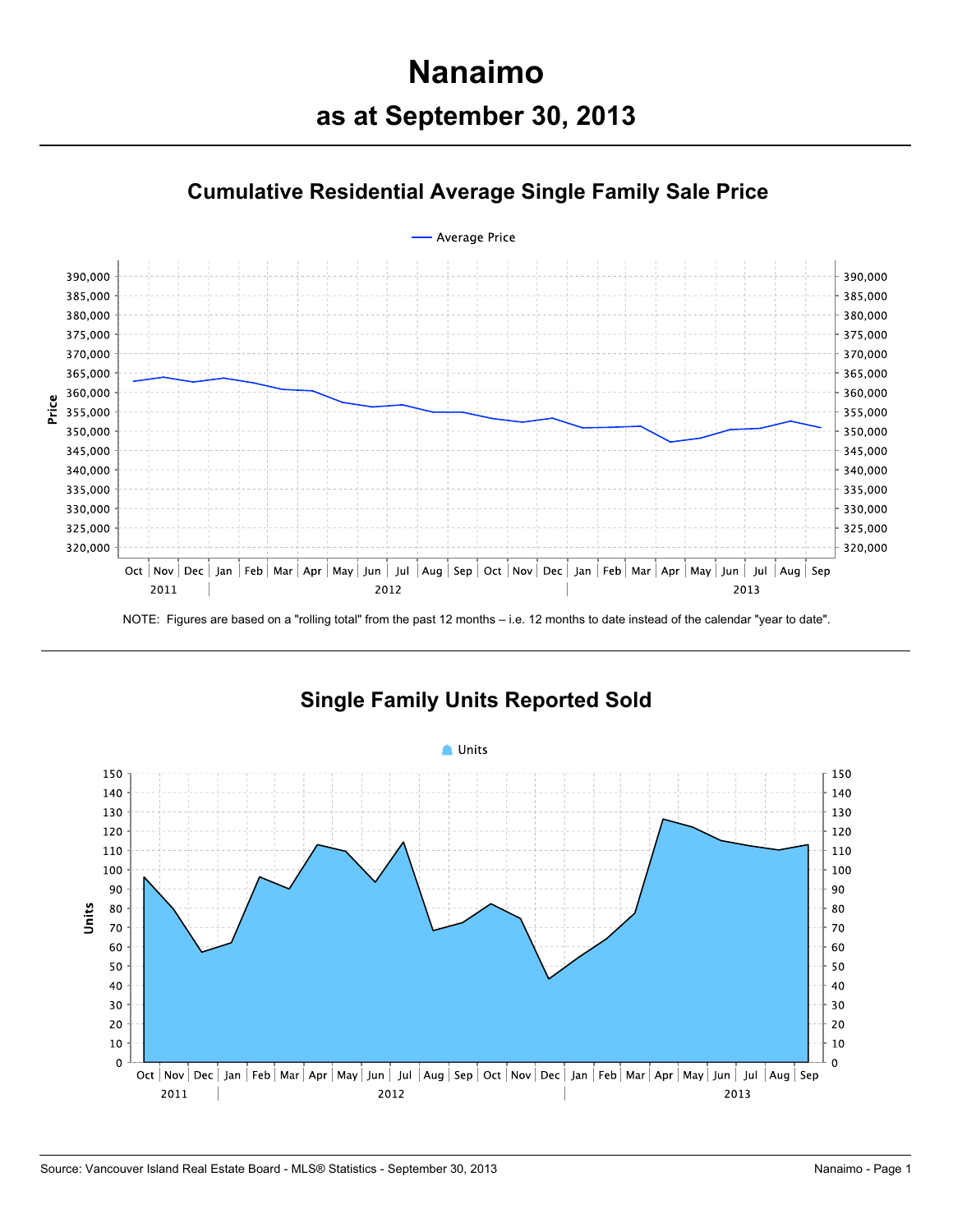# Nanaimo

## as at September 30, 2013

### Cumulative Residential Average Single Family Sale Price

Average Price

Price

390,000
385,000
380,000
375,000
370,000
365,000
360,000
355,000
350,000
345,000
340,000
335,000
330,000
325,000
320,000

Oct Nov Dec Jan Feb Mar Apr May Jun Jul Aug Sep Oct Nov Dec Jan Feb Mar Apr May Jun Jul Aug Sep

2011 2012 2013

NOTE: Figures are based on a "rolling total" from the past 12 months – i.e. 12 months to date instead of the calendar "year to date".

### Single Family Units Reported Sold

Units

Units

150
140
130
120
110
100
90
80
70
60
50
40
30
20
10
0

Oct Nov Dec Jan Feb Mar Apr May Jun Jul Aug Sep Oct Nov Dec Jan Feb Mar Apr May Jun Jul Aug Sep

2011 2012 2013

Source: Vancouver Island Real Estate Board - MLS® Statistics - September 30, 2013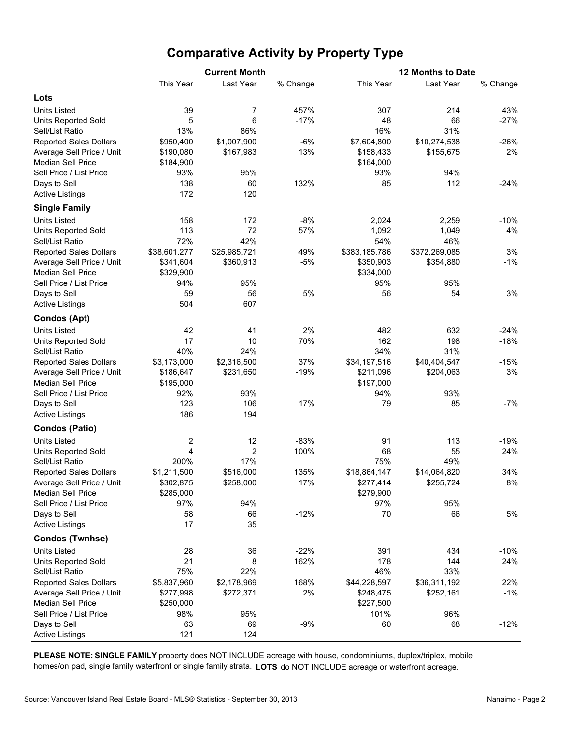# Comparative Activity by Property Type

| | Current Month | | | 12 Months to Date | | |
|---|---|---|---|---|---|---|
| | This Year | Last Year | % Change | This Year | Last Year | % Change |
| **Lots** | | | | | | |
| Units Listed | 39 | 7 | 457% | 307 | 214 | 43% |
| Units Reported Sold | 5 | 6 | -17% | 48 | 66 | -27% |
| Sell/List Ratio | 13% | 86% | | 16% | 31% | |
| Reported Sales Dollars | $950,400 | $1,007,900 | -6% | $7,604,800 | $10,274,538 | -26% |
| Average Sell Price / Unit | $190,080 | $167,983 | 13% | $158,433 | $155,675 | 2% |
| Median Sell Price | $184,900 | | | $164,000 | | |
| Sell Price / List Price | 93% | 95% | | 93% | 94% | |
| Days to Sell | 138 | 60 | 132% | 85 | 112 | -24% |
| Active Listings | 172 | 120 | | | | |
| **Single Family** | | | | | | |
| Units Listed | 158 | 172 | -8% | 2,024 | 2,259 | -10% |
| Units Reported Sold | 113 | 72 | 57% | 1,092 | 1,049 | 4% |
| Sell/List Ratio | 72% | 42% | | 54% | 46% | |
| Reported Sales Dollars | $38,601,277 | $25,985,721 | 49% | $383,185,786 | $372,269,085 | 3% |
| Average Sell Price / Unit | $341,604 | $360,913 | -5% | $350,903 | $354,880 | -1% |
| Median Sell Price | $329,900 | | | $334,000 | | |
| Sell Price / List Price | 94% | 95% | | 95% | 95% | |
| Days to Sell | 59 | 56 | 5% | 56 | 54 | 3% |
| Active Listings | 504 | 607 | | | | |
| **Condos (Apt)** | | | | | | |
| Units Listed | 42 | 41 | 2% | 482 | 632 | -24% |
| Units Reported Sold | 17 | 10 | 70% | 162 | 198 | -18% |
| Sell/List Ratio | 40% | 24% | | 34% | 31% | |
| Reported Sales Dollars | $3,173,000 | $2,316,500 | 37% | $34,197,516 | $40,404,547 | -15% |
| Average Sell Price / Unit | $186,647 | $231,650 | -19% | $211,096 | $204,063 | 3% |
| Median Sell Price | $195,000 | | | $197,000 | | |
| Sell Price / List Price | 92% | 93% | | 94% | 93% | |
| Days to Sell | 123 | 106 | 17% | 79 | 85 | -7% |
| Active Listings | 186 | 194 | | | | |
| **Condos (Patio)** | | | | | | |
| Units Listed | 2 | 12 | -83% | 91 | 113 | -19% |
| Units Reported Sold | 4 | 2 | 100% | 68 | 55 | 24% |
| Sell/List Ratio | 200% | 17% | | 75% | 49% | |
| Reported Sales Dollars | $1,211,500 | $516,000 | 135% | $18,864,147 | $14,064,820 | 34% |
| Average Sell Price / Unit | $302,875 | $258,000 | 17% | $277,414 | $255,724 | 8% |
| Median Sell Price | $285,000 | | | $279,900 | | |
| Sell Price / List Price | 97% | 94% | | 97% | 95% | |
| Days to Sell | 58 | 66 | -12% | 70 | 66 | 5% |
| Active Listings | 17 | 35 | | | | |
| **Condos (Twnhse)** | | | | | | |
| Units Listed | 28 | 36 | -22% | 391 | 434 | -10% |
| Units Reported Sold | 21 | 8 | 162% | 178 | 144 | 24% |
| Sell/List Ratio | 75% | 22% | | 46% | 33% | |
| Reported Sales Dollars | $5,837,960 | $2,178,969 | 168% | $44,228,597 | $36,311,192 | 22% |
| Average Sell Price / Unit | $277,998 | $272,371 | 2% | $248,475 | $252,161 | -1% |
| Median Sell Price | $250,000 | | | $227,500 | | |
| Sell Price / List Price | 98% | 95% | | 101% | 96% | |
| Days to Sell | 63 | 69 | -9% | 60 | 68 | -12% |
| Active Listings | 121 | 124 | | | | |

**PLEASE NOTE: SINGLE FAMILY** property does NOT INCLUDE acreage with house, condominiums, duplex/triplex, mobile homes/on pad, single family waterfront or single family strata. **LOTS** do NOT INCLUDE acreage or waterfront acreage.

Source: Vancouver Island Real Estate Board - MLS® Statistics - September 30, 2013